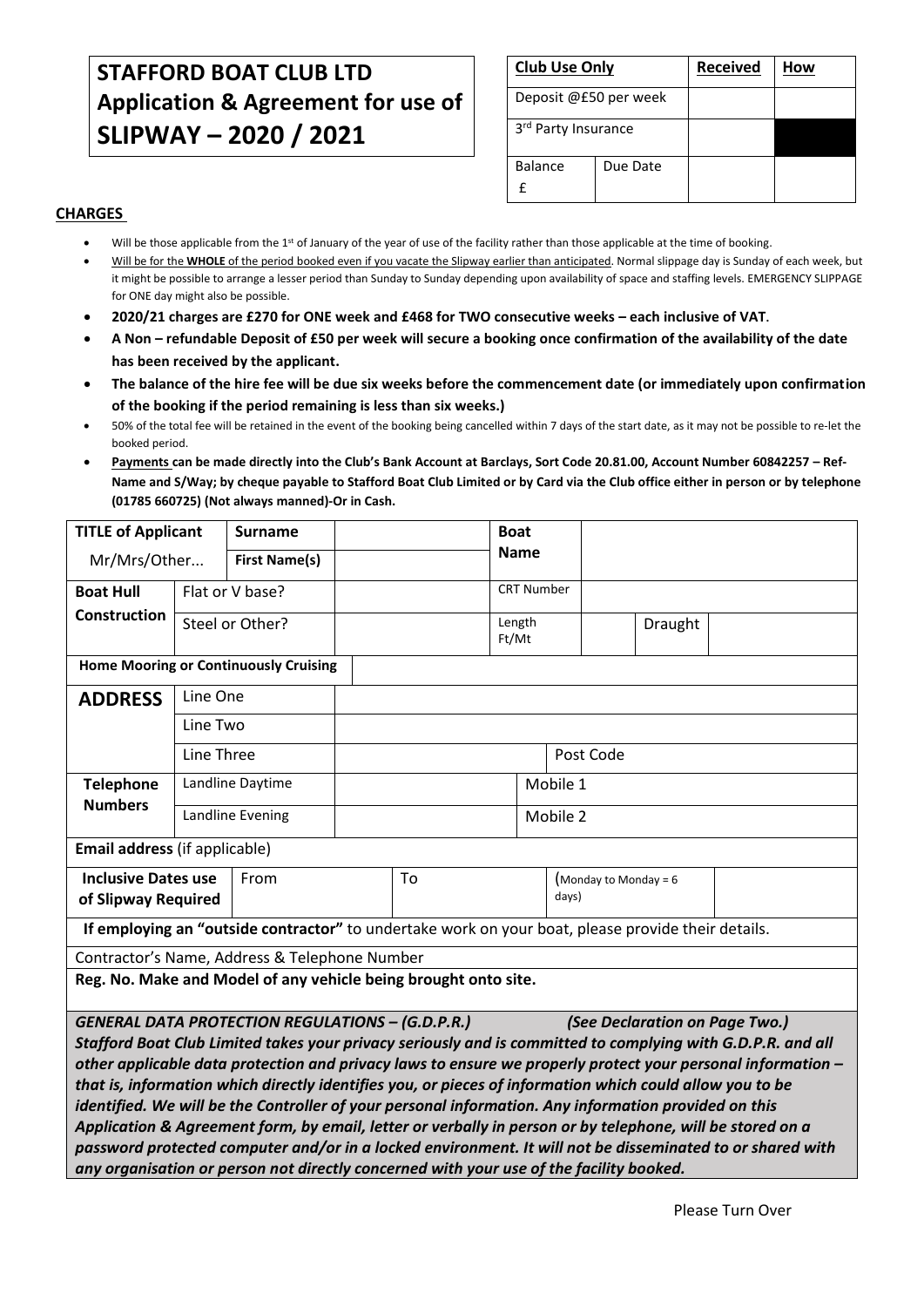# STAFFORD BOAT CLUB LTD Application & Agreement for use of SLIPWAY – 2020 / 2021

| Club Use Only | | Received | How |
|---|---|---|---|
| Deposit @£50 per week | | | |
| 3rd Party Insurance | | | |
| Balance £ | Due Date | | |

## CHARGES

- Will be those applicable from the 1st of January of the year of use of the facility rather than those applicable at the time of booking.
- Will be for the **WHOLE** of the period booked even if you vacate the Slipway earlier than anticipated. Normal slippage day is Sunday of each week, but it might be possible to arrange a lesser period than Sunday to Sunday depending upon availability of space and staffing levels. EMERGENCY SLIPPAGE for ONE day might also be possible.
- **2020/21 charges are £270 for ONE week and £468 for TWO consecutive weeks – each inclusive of VAT.**
- **A Non – refundable Deposit of £50 per week will secure a booking once confirmation of the availability of the date has been received by the applicant.**
- **The balance of the hire fee will be due six weeks before the commencement date (or immediately upon confirmation of the booking if the period remaining is less than six weeks.)**
- 50% of the total fee will be retained in the event of the booking being cancelled within 7 days of the start date, as it may not be possible to re-let the booked period.
- **Payments can be made directly into the Club's Bank Account at Barclays, Sort Code 20.81.00, Account Number 60842257 – Ref- Name and S/Way; by cheque payable to Stafford Boat Club Limited or by Card via the Club office either in person or by telephone (01785 660725) (Not always manned)-Or in Cash.**

| **TITLE of Applicant** Mr/Mrs/Other... | **Surname** | | **Boat Name** | | | |
|---|---|---|---|---|---|---|
| | **First Name(s)** | | | | | |
| **Boat Hull Construction** | Flat or V base? | | CRT Number | | | |
| | Steel or Other? | | Length Ft/Mt | | Draught | |
| **Home Mooring or Continuously Cruising** | | | | | | |
| **ADDRESS** | Line One | | | | | |
| | Line Two | | | | | |
| | Line Three | | Post Code | | | |
| **Telephone Numbers** | Landline Daytime | | Mobile 1 | | | |
| | Landline Evening | | Mobile 2 | | | |
| **Email address** (if applicable) | | | | | | |
| **Inclusive Dates use of Slipway Required** | From | To | (Monday to Monday = 6 days) | | | |
| **If employing an "outside contractor"** to undertake work on your boat, please provide their details. | | | | | | |
| Contractor's Name, Address & Telephone Number | | | | | | |
| **Reg. No. Make and Model of any vehicle being brought onto site.** | | | | | | |

***GENERAL DATA PROTECTION REGULATIONS – (G.D.P.R.)*** ***(See Declaration on Page Two.)***

***Stafford Boat Club Limited takes your privacy seriously and is committed to complying with G.D.P.R. and all other applicable data protection and privacy laws to ensure we properly protect your personal information – that is, information which directly identifies you, or pieces of information which could allow you to be identified. We will be the Controller of your personal information. Any information provided on this Application & Agreement form, by email, letter or verbally in person or by telephone, will be stored on a password protected computer and/or in a locked environment. It will not be disseminated to or shared with any organisation or person not directly concerned with your use of the facility booked.***

Please Turn Over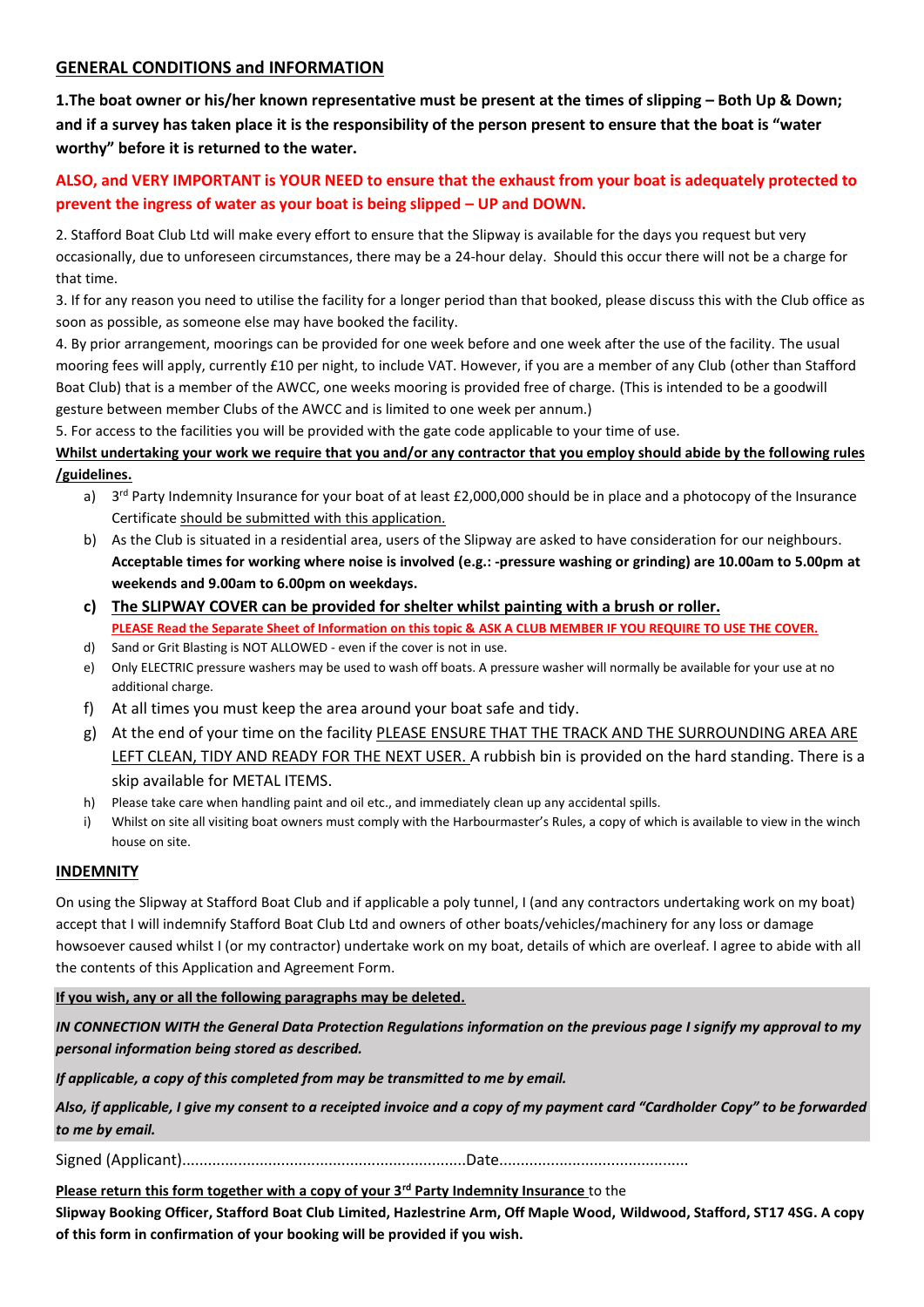## GENERAL CONDITIONS and INFORMATION

**1.The boat owner or his/her known representative must be present at the times of slipping – Both Up & Down; and if a survey has taken place it is the responsibility of the person present to ensure that the boat is "water worthy" before it is returned to the water.**

**ALSO, and VERY IMPORTANT is YOUR NEED to ensure that the exhaust from your boat is adequately protected to prevent the ingress of water as your boat is being slipped – UP and DOWN.**

2. Stafford Boat Club Ltd will make every effort to ensure that the Slipway is available for the days you request but very occasionally, due to unforeseen circumstances, there may be a 24-hour delay. Should this occur there will not be a charge for that time.

3. If for any reason you need to utilise the facility for a longer period than that booked, please discuss this with the Club office as soon as possible, as someone else may have booked the facility.

4. By prior arrangement, moorings can be provided for one week before and one week after the use of the facility. The usual mooring fees will apply, currently £10 per night, to include VAT. However, if you are a member of any Club (other than Stafford Boat Club) that is a member of the AWCC, one weeks mooring is provided free of charge. (This is intended to be a goodwill gesture between member Clubs of the AWCC and is limited to one week per annum.)

5. For access to the facilities you will be provided with the gate code applicable to your time of use.

**Whilst undertaking your work we require that you and/or any contractor that you employ should abide by the following rules /guidelines.**

a) 3rd Party Indemnity Insurance for your boat of at least £2,000,000 should be in place and a photocopy of the Insurance Certificate should be submitted with this application.

b) As the Club is situated in a residential area, users of the Slipway are asked to have consideration for our neighbours. **Acceptable times for working where noise is involved (e.g.: -pressure washing or grinding) are 10.00am to 5.00pm at weekends and 9.00am to 6.00pm on weekdays.**

c) **The SLIPWAY COVER can be provided for shelter whilst painting with a brush or roller.**
**PLEASE Read the Separate Sheet of Information on this topic & ASK A CLUB MEMBER IF YOU REQUIRE TO USE THE COVER.**

d) Sand or Grit Blasting is NOT ALLOWED - even if the cover is not in use.

e) Only ELECTRIC pressure washers may be used to wash off boats. A pressure washer will normally be available for your use at no additional charge.

f) At all times you must keep the area around your boat safe and tidy.

g) At the end of your time on the facility PLEASE ENSURE THAT THE TRACK AND THE SURROUNDING AREA ARE LEFT CLEAN, TIDY AND READY FOR THE NEXT USER. A rubbish bin is provided on the hard standing. There is a skip available for METAL ITEMS.

h) Please take care when handling paint and oil etc., and immediately clean up any accidental spills.

i) Whilst on site all visiting boat owners must comply with the Harbourmaster's Rules, a copy of which is available to view in the winch house on site.

### INDEMNITY

On using the Slipway at Stafford Boat Club and if applicable a poly tunnel, I (and any contractors undertaking work on my boat) accept that I will indemnify Stafford Boat Club Ltd and owners of other boats/vehicles/machinery for any loss or damage howsoever caused whilst I (or my contractor) undertake work on my boat, details of which are overleaf. I agree to abide with all the contents of this Application and Agreement Form.

**If you wish, any or all the following paragraphs may be deleted.**

***IN CONNECTION WITH the General Data Protection Regulations information on the previous page I signify my approval to my personal information being stored as described.***

***If applicable, a copy of this completed from may be transmitted to me by email.***

***Also, if applicable, I give my consent to a receipted invoice and a copy of my payment card "Cardholder Copy" to be forwarded to me by email.***

Signed (Applicant)..................................................................Date...........................................

**Please return this form together with a copy of your 3rd Party Indemnity Insurance** to the

**Slipway Booking Officer, Stafford Boat Club Limited, Hazlestrine Arm, Off Maple Wood, Wildwood, Stafford, ST17 4SG. A copy of this form in confirmation of your booking will be provided if you wish.**